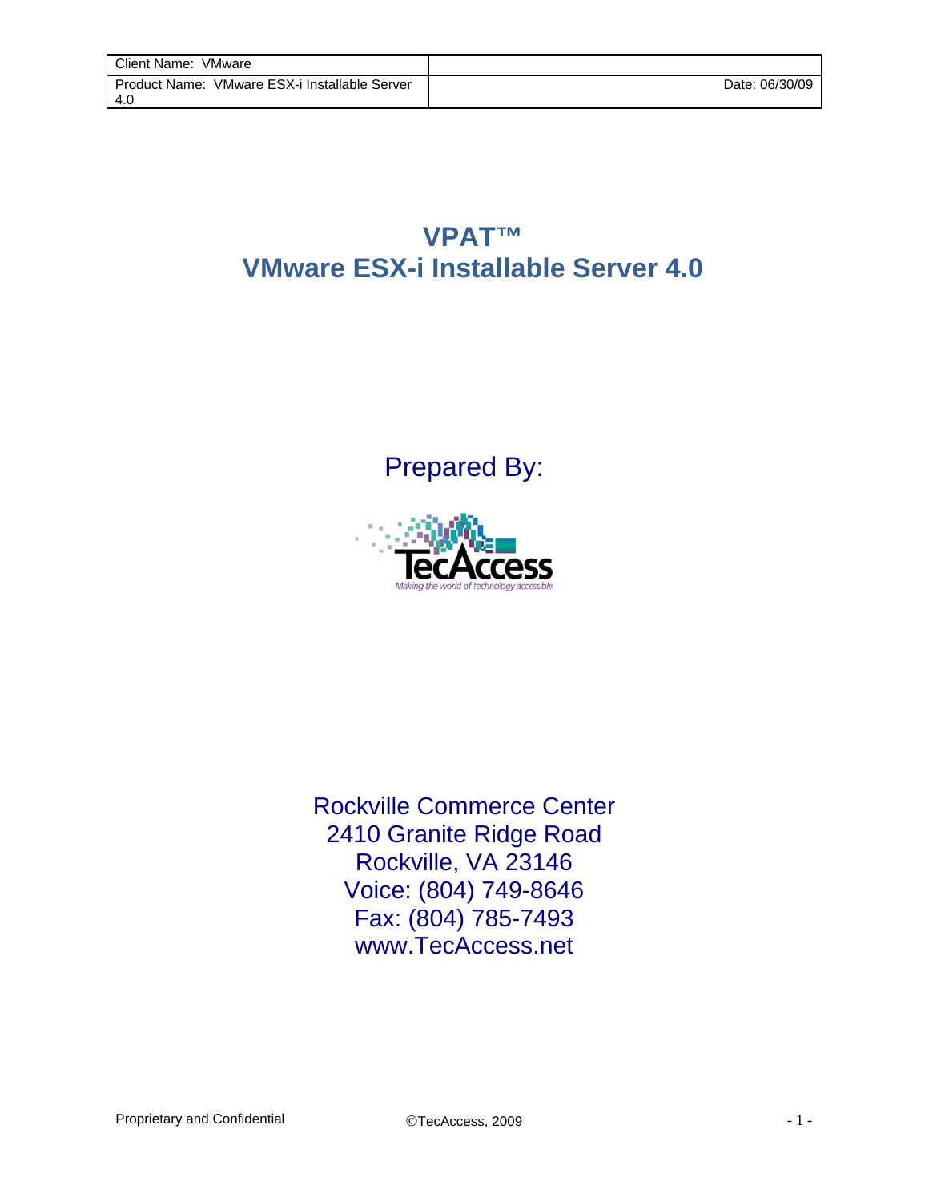| Client Name: VMware | |
|---|---|
| Product Name: VMware ESX-i Installable Server 4.0 | Date: 06/30/09 |

# VPAT™
# VMware ESX-i Installable Server 4.0

## Prepared By:

TecAccess

*Making the world of technology accessible*

Rockville Commerce Center
2410 Granite Ridge Road
Rockville, VA 23146
Voice: (804) 749-8646
Fax: (804) 785-7493
www.TecAccess.net

Proprietary and Confidential ©TecAccess, 2009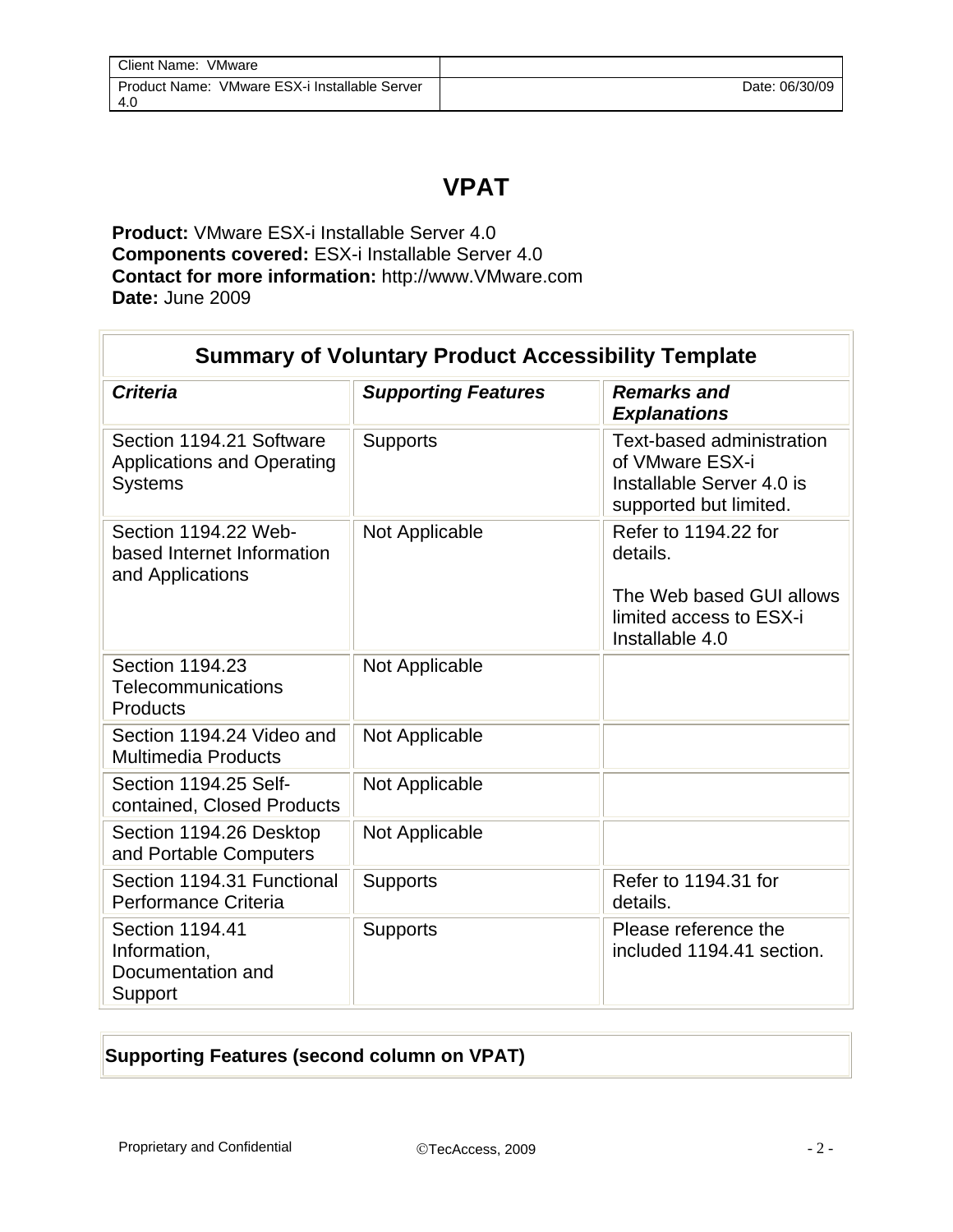# VPAT

**Product:** VMware ESX-i Installable Server 4.0
**Components covered:** ESX-i Installable Server 4.0
**Contact for more information:** http://www.VMware.com
**Date:** June 2009

| **Summary of Voluntary Product Accessibility Template** | | |
|---|---|---|
| ***Criteria*** | ***Supporting Features*** | ***Remarks and Explanations*** |
| Section 1194.21 Software Applications and Operating Systems | Supports | Text-based administration of VMware ESX-i Installable Server 4.0 is supported but limited. |
| Section 1194.22 Web-based Internet Information and Applications | Not Applicable | Refer to 1194.22 for details.<br><br>The Web based GUI allows limited access to ESX-i Installable 4.0 |
| Section 1194.23 Telecommunications Products | Not Applicable | |
| Section 1194.24 Video and Multimedia Products | Not Applicable | |
| Section 1194.25 Self-contained, Closed Products | Not Applicable | |
| Section 1194.26 Desktop and Portable Computers | Not Applicable | |
| Section 1194.31 Functional Performance Criteria | Supports | Refer to 1194.31 for details. |
| Section 1194.41 Information, Documentation and Support | Supports | Please reference the included 1194.41 section. |

| **Supporting Features (second column on VPAT)** |
|---|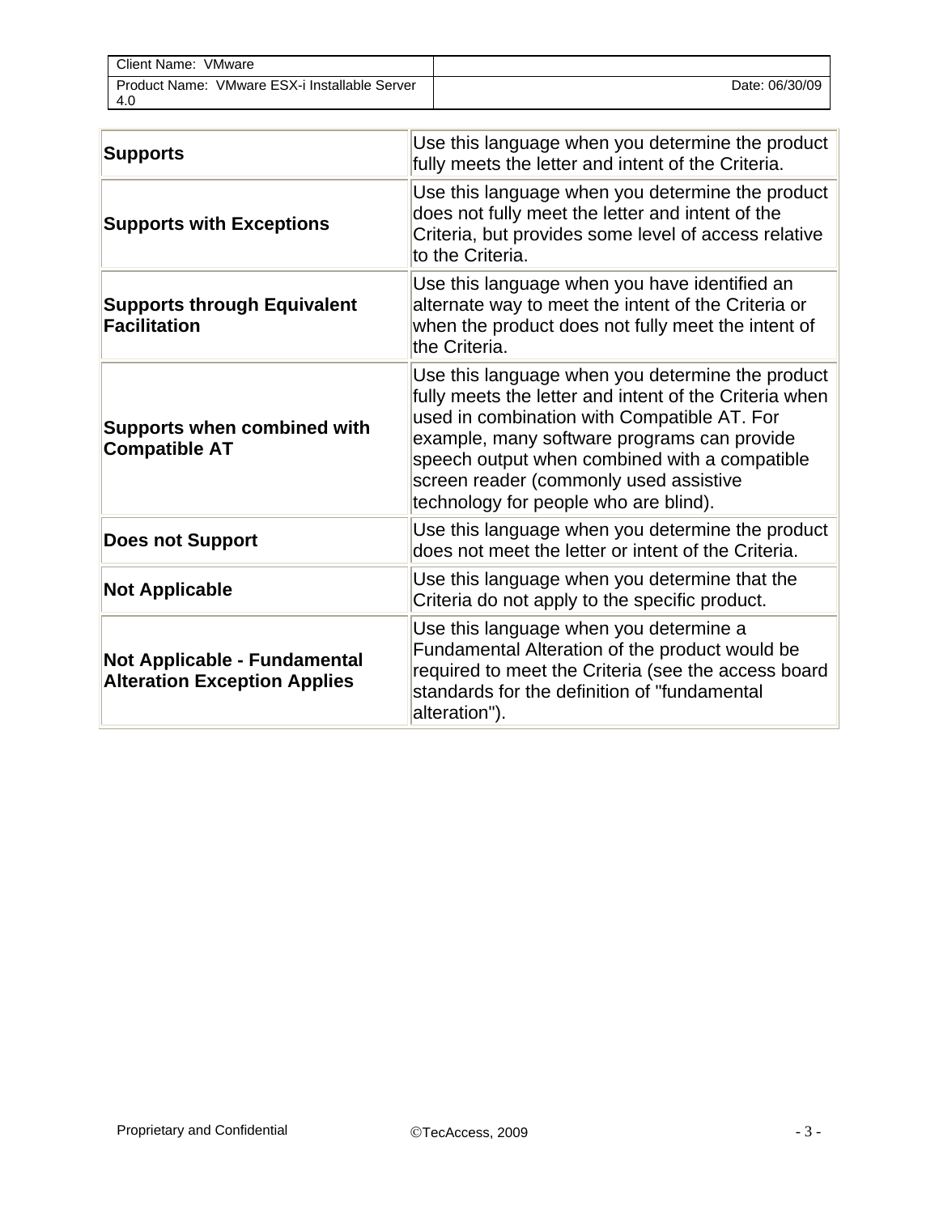| | |
|---|---|
| **Supports** | Use this language when you determine the product fully meets the letter and intent of the Criteria. |
| **Supports with Exceptions** | Use this language when you determine the product does not fully meet the letter and intent of the Criteria, but provides some level of access relative to the Criteria. |
| **Supports through Equivalent Facilitation** | Use this language when you have identified an alternate way to meet the intent of the Criteria or when the product does not fully meet the intent of the Criteria. |
| **Supports when combined with Compatible AT** | Use this language when you determine the product fully meets the letter and intent of the Criteria when used in combination with Compatible AT. For example, many software programs can provide speech output when combined with a compatible screen reader (commonly used assistive technology for people who are blind). |
| **Does not Support** | Use this language when you determine the product does not meet the letter or intent of the Criteria. |
| **Not Applicable** | Use this language when you determine that the Criteria do not apply to the specific product. |
| **Not Applicable - Fundamental Alteration Exception Applies** | Use this language when you determine a Fundamental Alteration of the product would be required to meet the Criteria (see the access board standards for the definition of "fundamental alteration"). |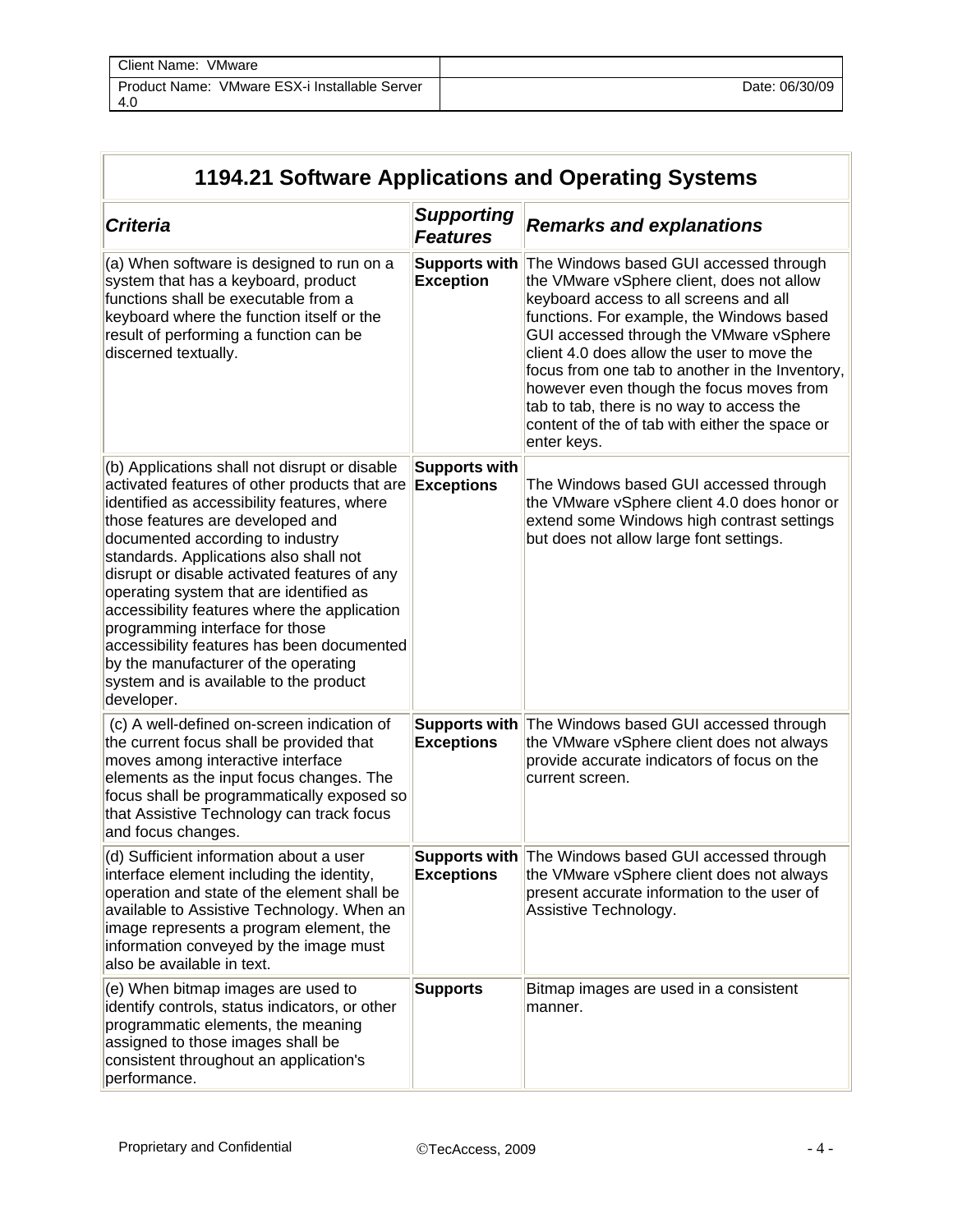| Client Name: VMware | |
|---|---|
| Product Name: VMware ESX-i Installable Server 4.0 | Date: 06/30/09 |

## 1194.21 Software Applications and Operating Systems

| *Criteria* | *Supporting Features* | *Remarks and explanations* |
|---|---|---|
| (a) When software is designed to run on a system that has a keyboard, product functions shall be executable from a keyboard where the function itself or the result of performing a function can be discerned textually. | **Supports with Exception** | The Windows based GUI accessed through the VMware vSphere client, does not allow keyboard access to all screens and all functions. For example, the Windows based GUI accessed through the VMware vSphere client 4.0 does allow the user to move the focus from one tab to another in the Inventory, however even though the focus moves from tab to tab, there is no way to access the content of the of tab with either the space or enter keys. |
| (b) Applications shall not disrupt or disable activated features of other products that are identified as accessibility features, where those features are developed and documented according to industry standards. Applications also shall not disrupt or disable activated features of any operating system that are identified as accessibility features where the application programming interface for those accessibility features has been documented by the manufacturer of the operating system and is available to the product developer. | **Supports with Exceptions** | The Windows based GUI accessed through the VMware vSphere client 4.0 does honor or extend some Windows high contrast settings but does not allow large font settings. |
| (c) A well-defined on-screen indication of the current focus shall be provided that moves among interactive interface elements as the input focus changes. The focus shall be programmatically exposed so that Assistive Technology can track focus and focus changes. | **Supports with Exceptions** | The Windows based GUI accessed through the VMware vSphere client does not always provide accurate indicators of focus on the current screen. |
| (d) Sufficient information about a user interface element including the identity, operation and state of the element shall be available to Assistive Technology. When an image represents a program element, the information conveyed by the image must also be available in text. | **Supports with Exceptions** | The Windows based GUI accessed through the VMware vSphere client does not always present accurate information to the user of Assistive Technology. |
| (e) When bitmap images are used to identify controls, status indicators, or other programmatic elements, the meaning assigned to those images shall be consistent throughout an application's performance. | **Supports** | Bitmap images are used in a consistent manner. |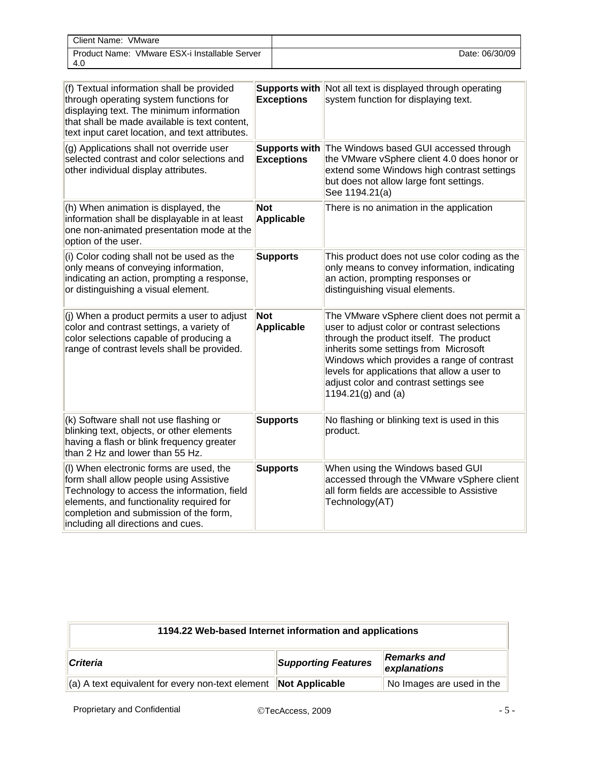| (f) Textual information shall be provided through operating system functions for displaying text. The minimum information that shall be made available is text content, text input caret location, and text attributes. | **Supports with Exceptions** | Not all text is displayed through operating system function for displaying text. |
|---|---|---|
| (g) Applications shall not override user selected contrast and color selections and other individual display attributes. | **Supports with Exceptions** | The Windows based GUI accessed through the VMware vSphere client 4.0 does honor or extend some Windows high contrast settings but does not allow large font settings. See 1194.21(a) |
| (h) When animation is displayed, the information shall be displayable in at least one non-animated presentation mode at the option of the user. | **Not Applicable** | There is no animation in the application |
| (i) Color coding shall not be used as the only means of conveying information, indicating an action, prompting a response, or distinguishing a visual element. | **Supports** | This product does not use color coding as the only means to convey information, indicating an action, prompting responses or distinguishing visual elements. |
| (j) When a product permits a user to adjust color and contrast settings, a variety of color selections capable of producing a range of contrast levels shall be provided. | **Not Applicable** | The VMware vSphere client does not permit a user to adjust color or contrast selections through the product itself. The product inherits some settings from Microsoft Windows which provides a range of contrast levels for applications that allow a user to adjust color and contrast settings see 1194.21(g) and (a) |
| (k) Software shall not use flashing or blinking text, objects, or other elements having a flash or blink frequency greater than 2 Hz and lower than 55 Hz. | **Supports** | No flashing or blinking text is used in this product. |
| (l) When electronic forms are used, the form shall allow people using Assistive Technology to access the information, field elements, and functionality required for completion and submission of the form, including all directions and cues. | **Supports** | When using the Windows based GUI accessed through the VMware vSphere client all form fields are accessible to Assistive Technology(AT) |

| **1194.22 Web-based Internet information and applications** | | |
|---|---|---|
| ***Criteria*** | ***Supporting Features*** | ***Remarks and explanations*** |
| (a) A text equivalent for every non-text element | **Not Applicable** | No Images are used in the |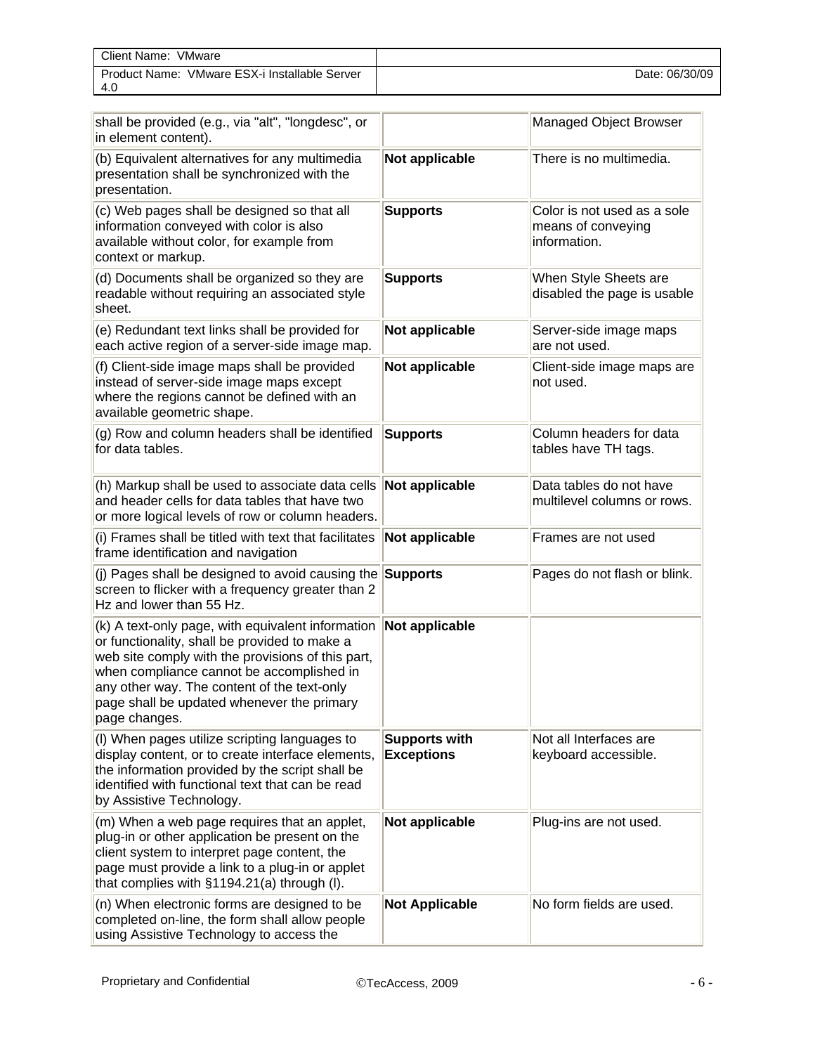| | | |
|---|---|---|
| shall be provided (e.g., via "alt", "longdesc", or in element content). | | Managed Object Browser |
| (b) Equivalent alternatives for any multimedia presentation shall be synchronized with the presentation. | **Not applicable** | There is no multimedia. |
| (c) Web pages shall be designed so that all information conveyed with color is also available without color, for example from context or markup. | **Supports** | Color is not used as a sole means of conveying information. |
| (d) Documents shall be organized so they are readable without requiring an associated style sheet. | **Supports** | When Style Sheets are disabled the page is usable |
| (e) Redundant text links shall be provided for each active region of a server-side image map. | **Not applicable** | Server-side image maps are not used. |
| (f) Client-side image maps shall be provided instead of server-side image maps except where the regions cannot be defined with an available geometric shape. | **Not applicable** | Client-side image maps are not used. |
| (g) Row and column headers shall be identified for data tables. | **Supports** | Column headers for data tables have TH tags. |
| (h) Markup shall be used to associate data cells and header cells for data tables that have two or more logical levels of row or column headers. | **Not applicable** | Data tables do not have multilevel columns or rows. |
| (i) Frames shall be titled with text that facilitates frame identification and navigation | **Not applicable** | Frames are not used |
| (j) Pages shall be designed to avoid causing the screen to flicker with a frequency greater than 2 Hz and lower than 55 Hz. | **Supports** | Pages do not flash or blink. |
| (k) A text-only page, with equivalent information or functionality, shall be provided to make a web site comply with the provisions of this part, when compliance cannot be accomplished in any other way. The content of the text-only page shall be updated whenever the primary page changes. | **Not applicable** | |
| (l) When pages utilize scripting languages to display content, or to create interface elements, the information provided by the script shall be identified with functional text that can be read by Assistive Technology. | **Supports with Exceptions** | Not all Interfaces are keyboard accessible. |
| (m) When a web page requires that an applet, plug-in or other application be present on the client system to interpret page content, the page must provide a link to a plug-in or applet that complies with §1194.21(a) through (l). | **Not applicable** | Plug-ins are not used. |
| (n) When electronic forms are designed to be completed on-line, the form shall allow people using Assistive Technology to access the | **Not Applicable** | No form fields are used. |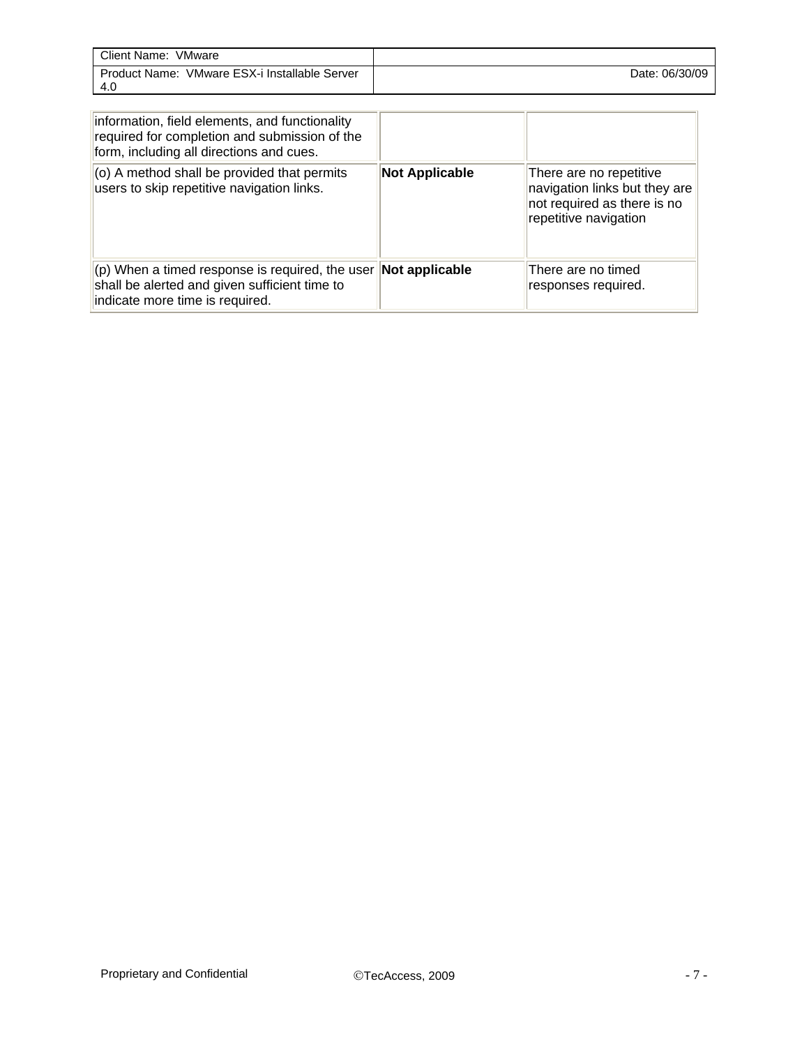| | | |
|---|---|---|
| information, field elements, and functionality required for completion and submission of the form, including all directions and cues. | | |
| (o) A method shall be provided that permits users to skip repetitive navigation links. | **Not Applicable** | There are no repetitive navigation links but they are not required as there is no repetitive navigation |
| (p) When a timed response is required, the user shall be alerted and given sufficient time to indicate more time is required. | **Not applicable** | There are no timed responses required. |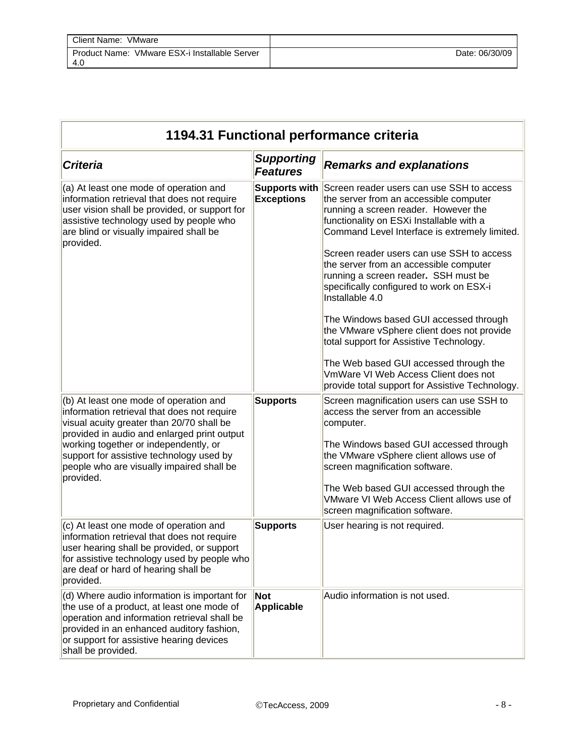| 1194.31 Functional performance criteria | | |
|---|---|---|
| ***Criteria*** | ***Supporting Features*** | ***Remarks and explanations*** |
| (a) At least one mode of operation and information retrieval that does not require user vision shall be provided, or support for assistive technology used by people who are blind or visually impaired shall be provided. | **Supports with Exceptions** | Screen reader users can use SSH to access the server from an accessible computer running a screen reader. However the functionality on ESXi Installable with a Command Level Interface is extremely limited.<br><br>Screen reader users can use SSH to access the server from an accessible computer running a screen reader**.** SSH must be specifically configured to work on ESX-i Installable 4.0<br><br>The Windows based GUI accessed through the VMware vSphere client does not provide total support for Assistive Technology.<br><br>The Web based GUI accessed through the VmWare VI Web Access Client does not provide total support for Assistive Technology. |
| (b) At least one mode of operation and information retrieval that does not require visual acuity greater than 20/70 shall be provided in audio and enlarged print output working together or independently, or support for assistive technology used by people who are visually impaired shall be provided. | **Supports** | Screen magnification users can use SSH to access the server from an accessible computer.<br><br>The Windows based GUI accessed through the VMware vSphere client allows use of screen magnification software.<br><br>The Web based GUI accessed through the VMware VI Web Access Client allows use of screen magnification software. |
| (c) At least one mode of operation and information retrieval that does not require user hearing shall be provided, or support for assistive technology used by people who are deaf or hard of hearing shall be provided. | **Supports** | User hearing is not required. |
| (d) Where audio information is important for the use of a product, at least one mode of operation and information retrieval shall be provided in an enhanced auditory fashion, or support for assistive hearing devices shall be provided. | **Not Applicable** | Audio information is not used. |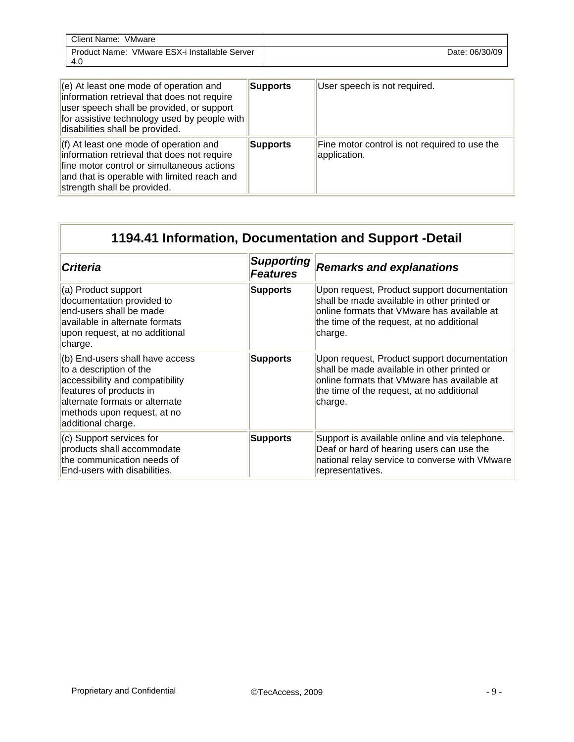| | | |
|---|---|---|
| (e) At least one mode of operation and information retrieval that does not require user speech shall be provided, or support for assistive technology used by people with disabilities shall be provided. | **Supports** | User speech is not required. |
| (f) At least one mode of operation and information retrieval that does not require fine motor control or simultaneous actions and that is operable with limited reach and strength shall be provided. | **Supports** | Fine motor control is not required to use the application. |

## 1194.41 Information, Documentation and Support -Detail

| ***Criteria*** | ***Supporting Features*** | ***Remarks and explanations*** |
|---|---|---|
| (a) Product support documentation provided to end-users shall be made available in alternate formats upon request, at no additional charge. | **Supports** | Upon request, Product support documentation shall be made available in other printed or online formats that VMware has available at the time of the request, at no additional charge. |
| (b) End-users shall have access to a description of the accessibility and compatibility features of products in alternate formats or alternate methods upon request, at no additional charge. | **Supports** | Upon request, Product support documentation shall be made available in other printed or online formats that VMware has available at the time of the request, at no additional charge. |
| (c) Support services for products shall accommodate the communication needs of End-users with disabilities. | **Supports** | Support is available online and via telephone. Deaf or hard of hearing users can use the national relay service to converse with VMware representatives. |